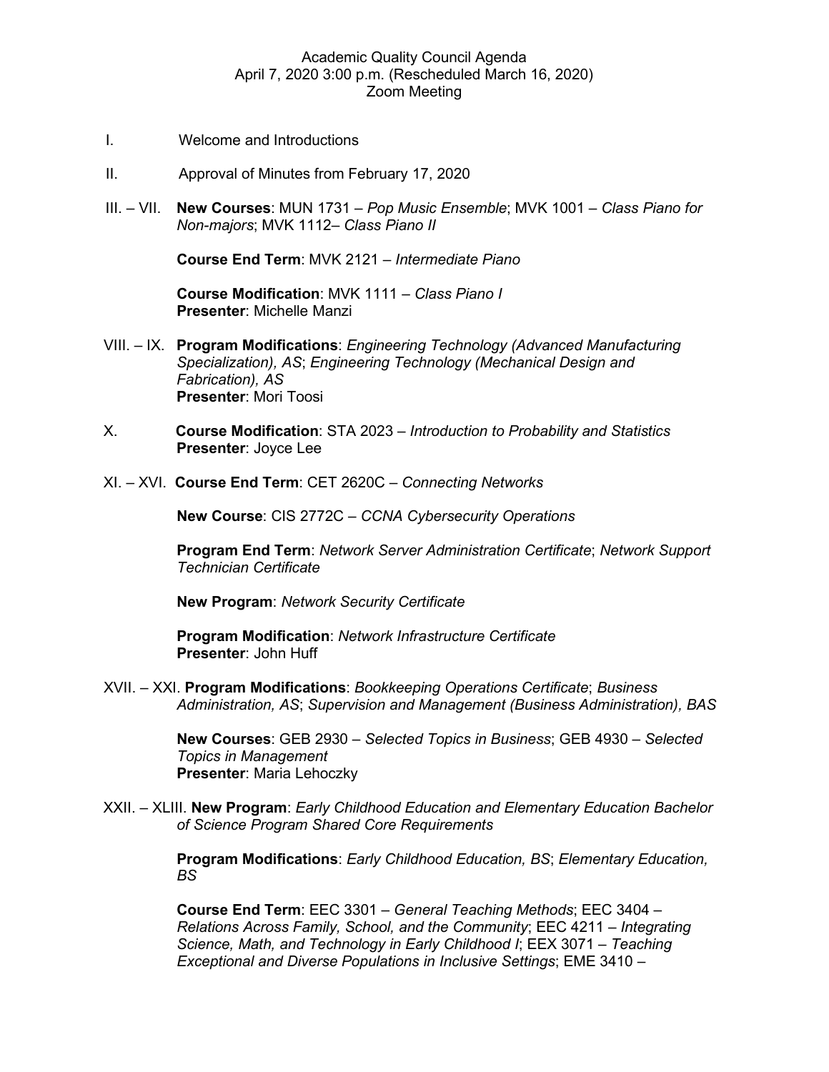Academic Quality Council Agenda
April 7, 2020 3:00 p.m. (Rescheduled March 16, 2020)
Zoom Meeting

I. Welcome and Introductions

II. Approval of Minutes from February 17, 2020

III. – VII. **New Courses**: MUN 1731 – *Pop Music Ensemble*; MVK 1001 – *Class Piano for Non-majors*; MVK 1112– *Class Piano II*

**Course End Term**: MVK 2121 – *Intermediate Piano*

**Course Modification**: MVK 1111 – *Class Piano I*
**Presenter**: Michelle Manzi

VIII. – IX. **Program Modifications**: *Engineering Technology (Advanced Manufacturing Specialization), AS*; *Engineering Technology (Mechanical Design and Fabrication), AS*
**Presenter**: Mori Toosi

X. **Course Modification**: STA 2023 – *Introduction to Probability and Statistics*
**Presenter**: Joyce Lee

XI. – XVI. **Course End Term**: CET 2620C – *Connecting Networks*

**New Course**: CIS 2772C – *CCNA Cybersecurity Operations*

**Program End Term**: *Network Server Administration Certificate*; *Network Support Technician Certificate*

**New Program**: *Network Security Certificate*

**Program Modification**: *Network Infrastructure Certificate*
**Presenter**: John Huff

XVII. – XXI. **Program Modifications**: *Bookkeeping Operations Certificate*; *Business Administration, AS*; *Supervision and Management (Business Administration), BAS*

**New Courses**: GEB 2930 – *Selected Topics in Business*; GEB 4930 – *Selected Topics in Management*
**Presenter**: Maria Lehoczky

XXII. – XLIII. **New Program**: *Early Childhood Education and Elementary Education Bachelor of Science Program Shared Core Requirements*

**Program Modifications**: *Early Childhood Education, BS*; *Elementary Education, BS*

**Course End Term**: EEC 3301 – *General Teaching Methods*; EEC 3404 – *Relations Across Family, School, and the Community*; EEC 4211 – *Integrating Science, Math, and Technology in Early Childhood I*; EEX 3071 – *Teaching Exceptional and Diverse Populations in Inclusive Settings*; EME 3410 –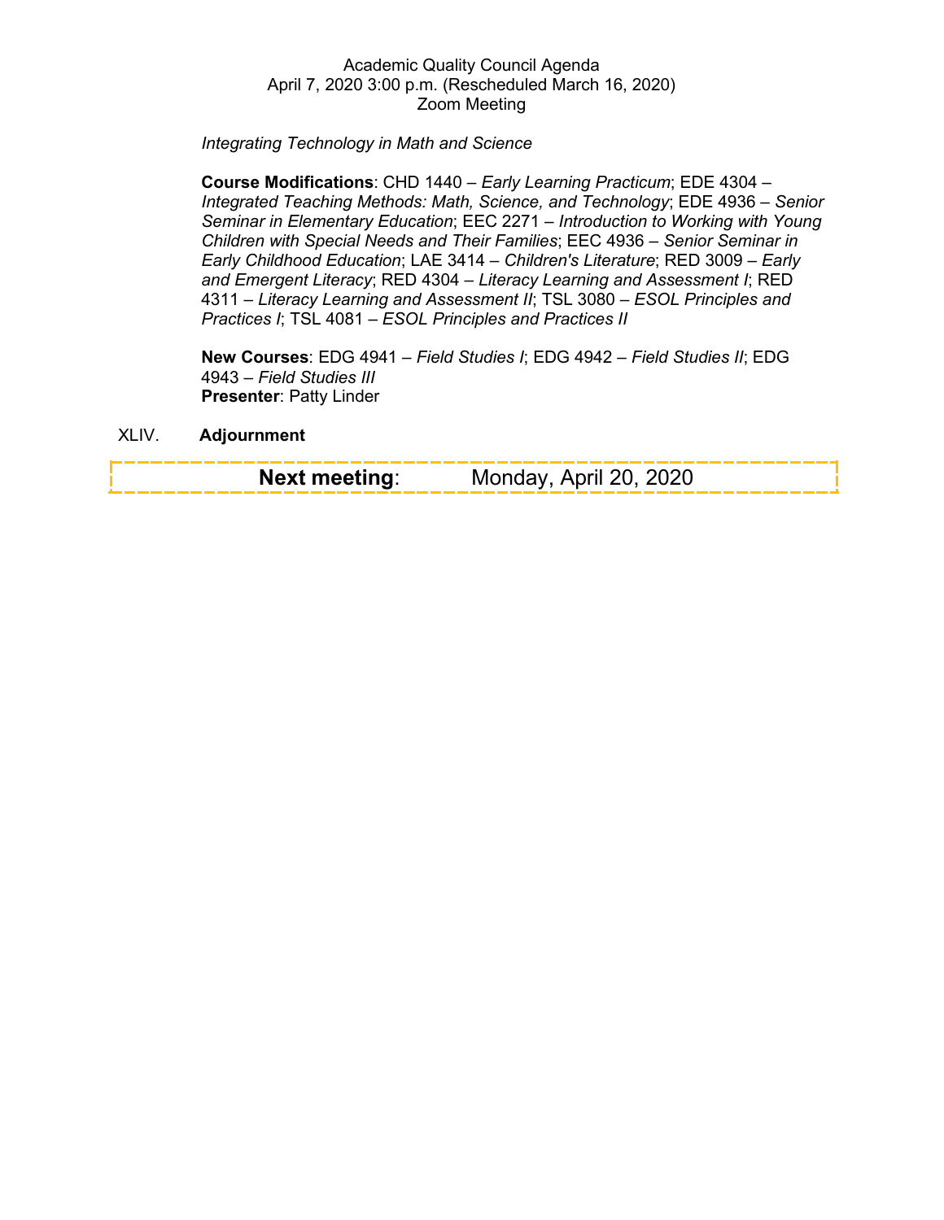Academic Quality Council Agenda
April 7, 2020 3:00 p.m. (Rescheduled March 16, 2020)
Zoom Meeting

*Integrating Technology in Math and Science*

**Course Modifications**: CHD 1440 – *Early Learning Practicum*; EDE 4304 – *Integrated Teaching Methods: Math, Science, and Technology*; EDE 4936 – *Senior Seminar in Elementary Education*; EEC 2271 – *Introduction to Working with Young Children with Special Needs and Their Families*; EEC 4936 – *Senior Seminar in Early Childhood Education*; LAE 3414 – *Children's Literature*; RED 3009 – *Early and Emergent Literacy*; RED 4304 – *Literacy Learning and Assessment I*; RED 4311 – *Literacy Learning and Assessment II*; TSL 3080 – *ESOL Principles and Practices I*; TSL 4081 – *ESOL Principles and Practices II*

**New Courses**: EDG 4941 – *Field Studies I*; EDG 4942 – *Field Studies II*; EDG 4943 – *Field Studies III*
**Presenter**: Patty Linder

XLIV. **Adjournment**

**Next meeting**: Monday, April 20, 2020